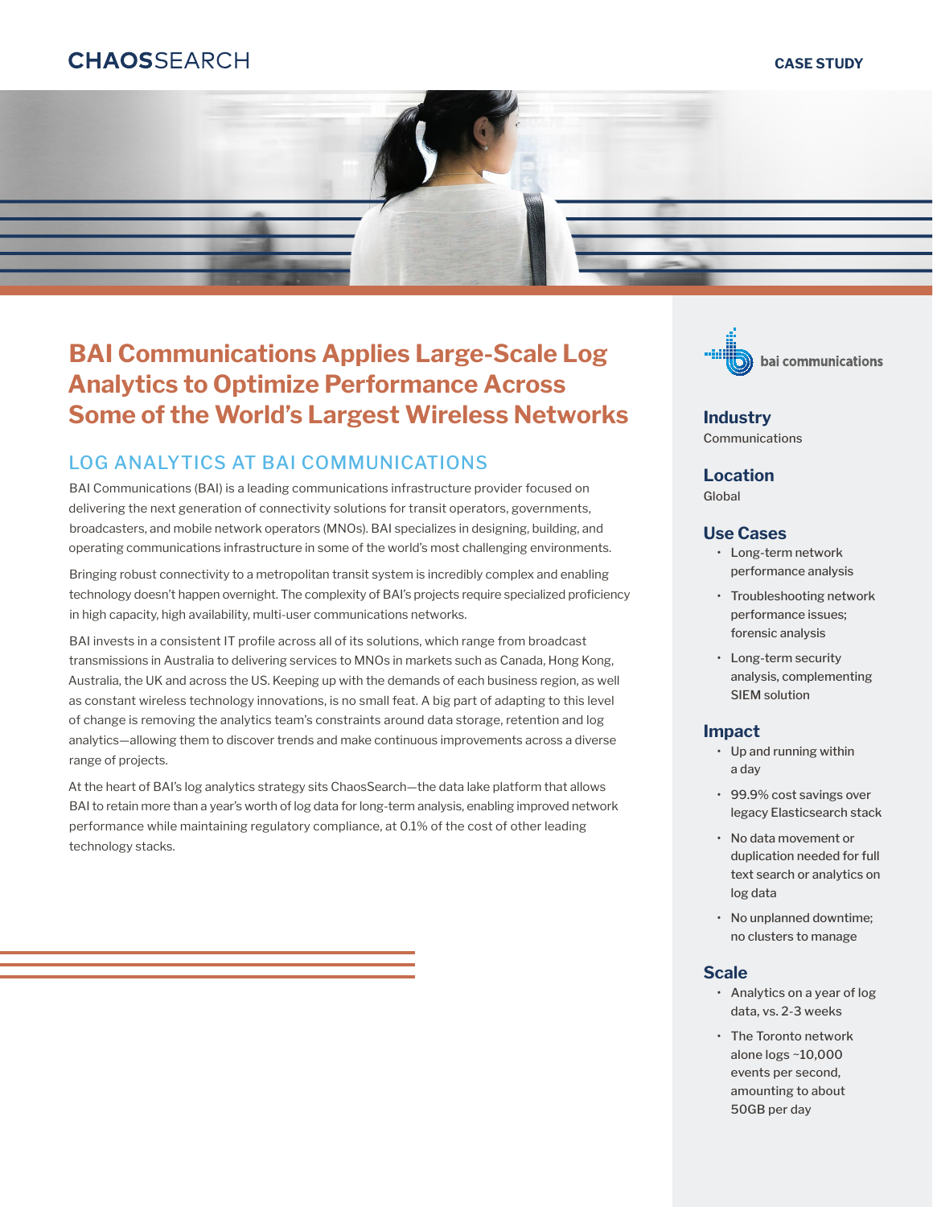CHAOSSEARCH

CASE STUDY

# BAI Communications Applies Large-Scale Log Analytics to Optimize Performance Across Some of the World's Largest Wireless Networks

## LOG ANALYTICS AT BAI COMMUNICATIONS

BAI Communications (BAI) is a leading communications infrastructure provider focused on delivering the next generation of connectivity solutions for transit operators, governments, broadcasters, and mobile network operators (MNOs). BAI specializes in designing, building, and operating communications infrastructure in some of the world's most challenging environments.

Bringing robust connectivity to a metropolitan transit system is incredibly complex and enabling technology doesn't happen overnight. The complexity of BAI's projects require specialized proficiency in high capacity, high availability, multi-user communications networks.

BAI invests in a consistent IT profile across all of its solutions, which range from broadcast transmissions in Australia to delivering services to MNOs in markets such as Canada, Hong Kong, Australia, the UK and across the US. Keeping up with the demands of each business region, as well as constant wireless technology innovations, is no small feat. A big part of adapting to this level of change is removing the analytics team's constraints around data storage, retention and log analytics—allowing them to discover trends and make continuous improvements across a diverse range of projects.

At the heart of BAI's log analytics strategy sits ChaosSearch—the data lake platform that allows BAI to retain more than a year's worth of log data for long-term analysis, enabling improved network performance while maintaining regulatory compliance, at 0.1% of the cost of other leading technology stacks.

bai communications

### Industry

Communications

### Location

Global

### Use Cases

- Long-term network performance analysis
- Troubleshooting network performance issues; forensic analysis
- Long-term security analysis, complementing SIEM solution

### Impact

- Up and running within a day
- 99.9% cost savings over legacy Elasticsearch stack
- No data movement or duplication needed for full text search or analytics on log data
- No unplanned downtime; no clusters to manage

### Scale

- Analytics on a year of log data, vs. 2-3 weeks
- The Toronto network alone logs ~10,000 events per second, amounting to about 50GB per day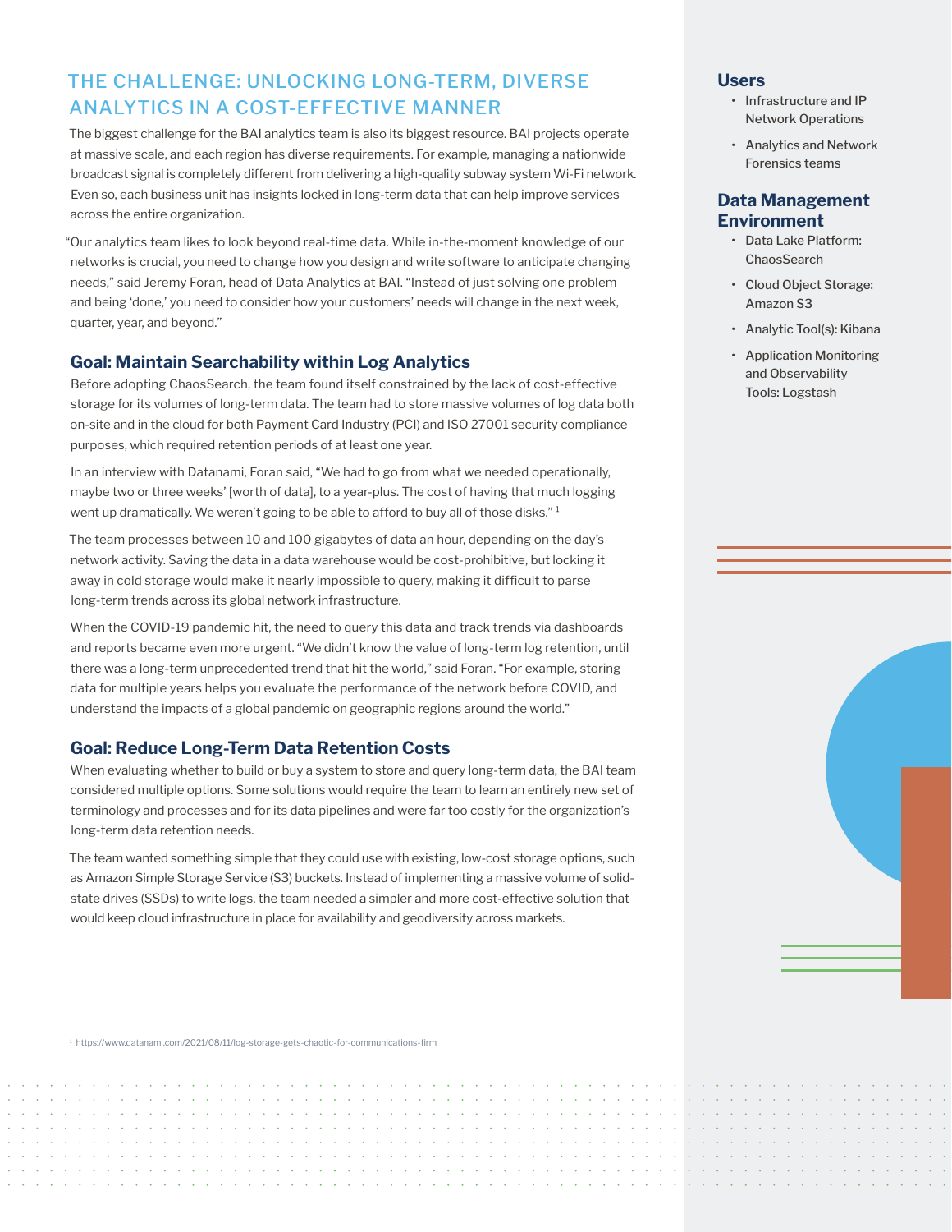## THE CHALLENGE: UNLOCKING LONG-TERM, DIVERSE ANALYTICS IN A COST-EFFECTIVE MANNER

The biggest challenge for the BAI analytics team is also its biggest resource. BAI projects operate at massive scale, and each region has diverse requirements. For example, managing a nationwide broadcast signal is completely different from delivering a high-quality subway system Wi-Fi network. Even so, each business unit has insights locked in long-term data that can help improve services across the entire organization.

"Our analytics team likes to look beyond real-time data. While in-the-moment knowledge of our networks is crucial, you need to change how you design and write software to anticipate changing needs," said Jeremy Foran, head of Data Analytics at BAI. "Instead of just solving one problem and being 'done,' you need to consider how your customers' needs will change in the next week, quarter, year, and beyond."

### Goal: Maintain Searchability within Log Analytics

Before adopting ChaosSearch, the team found itself constrained by the lack of cost-effective storage for its volumes of long-term data. The team had to store massive volumes of log data both on-site and in the cloud for both Payment Card Industry (PCI) and ISO 27001 security compliance purposes, which required retention periods of at least one year.

In an interview with Datanami, Foran said, "We had to go from what we needed operationally, maybe two or three weeks' [worth of data], to a year-plus. The cost of having that much logging went up dramatically. We weren't going to be able to afford to buy all of those disks." [1]

The team processes between 10 and 100 gigabytes of data an hour, depending on the day's network activity. Saving the data in a data warehouse would be cost-prohibitive, but locking it away in cold storage would make it nearly impossible to query, making it difficult to parse long-term trends across its global network infrastructure.

When the COVID-19 pandemic hit, the need to query this data and track trends via dashboards and reports became even more urgent. "We didn't know the value of long-term log retention, until there was a long-term unprecedented trend that hit the world," said Foran. "For example, storing data for multiple years helps you evaluate the performance of the network before COVID, and understand the impacts of a global pandemic on geographic regions around the world."

### Goal: Reduce Long-Term Data Retention Costs

When evaluating whether to build or buy a system to store and query long-term data, the BAI team considered multiple options. Some solutions would require the team to learn an entirely new set of terminology and processes and for its data pipelines and were far too costly for the organization's long-term data retention needs.

The team wanted something simple that they could use with existing, low-cost storage options, such as Amazon Simple Storage Service (S3) buckets. Instead of implementing a massive volume of solid-state drives (SSDs) to write logs, the team needed a simpler and more cost-effective solution that would keep cloud infrastructure in place for availability and geodiversity across markets.

### Users

- Infrastructure and IP Network Operations
- Analytics and Network Forensics teams

### Data Management Environment

- Data Lake Platform: ChaosSearch
- Cloud Object Storage: Amazon S3
- Analytic Tool(s): Kibana
- Application Monitoring and Observability Tools: Logstash

[1] https://www.datanami.com/2021/08/11/log-storage-gets-chaotic-for-communications-firm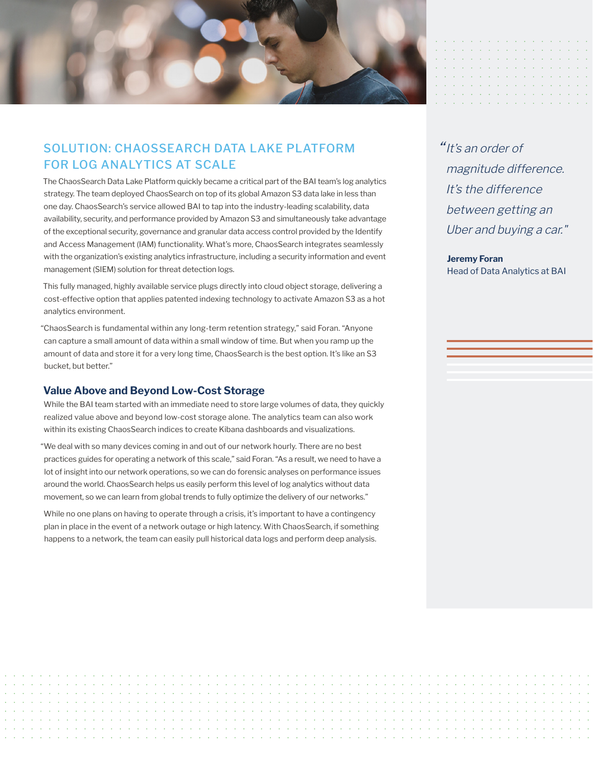## SOLUTION: CHAOSSEARCH DATA LAKE PLATFORM FOR LOG ANALYTICS AT SCALE

The ChaosSearch Data Lake Platform quickly became a critical part of the BAI team's log analytics strategy. The team deployed ChaosSearch on top of its global Amazon S3 data lake in less than one day. ChaosSearch's service allowed BAI to tap into the industry-leading scalability, data availability, security, and performance provided by Amazon S3 and simultaneously take advantage of the exceptional security, governance and granular data access control provided by the Identify and Access Management (IAM) functionality. What's more, ChaosSearch integrates seamlessly with the organization's existing analytics infrastructure, including a security information and event management (SIEM) solution for threat detection logs.

This fully managed, highly available service plugs directly into cloud object storage, delivering a cost-effective option that applies patented indexing technology to activate Amazon S3 as a hot analytics environment.

"ChaosSearch is fundamental within any long-term retention strategy," said Foran. "Anyone can capture a small amount of data within a small window of time. But when you ramp up the amount of data and store it for a very long time, ChaosSearch is the best option. It's like an S3 bucket, but better."

### Value Above and Beyond Low-Cost Storage

While the BAI team started with an immediate need to store large volumes of data, they quickly realized value above and beyond low-cost storage alone. The analytics team can also work within its existing ChaosSearch indices to create Kibana dashboards and visualizations.

"We deal with so many devices coming in and out of our network hourly. There are no best practices guides for operating a network of this scale," said Foran. "As a result, we need to have a lot of insight into our network operations, so we can do forensic analyses on performance issues around the world. ChaosSearch helps us easily perform this level of log analytics without data movement, so we can learn from global trends to fully optimize the delivery of our networks."

While no one plans on having to operate through a crisis, it's important to have a contingency plan in place in the event of a network outage or high latency. With ChaosSearch, if something happens to a network, the team can easily pull historical data logs and perform deep analysis.

> *"It's an order of magnitude difference. It's the difference between getting an Uber and buying a car."*
>
> **Jeremy Foran**
> Head of Data Analytics at BAI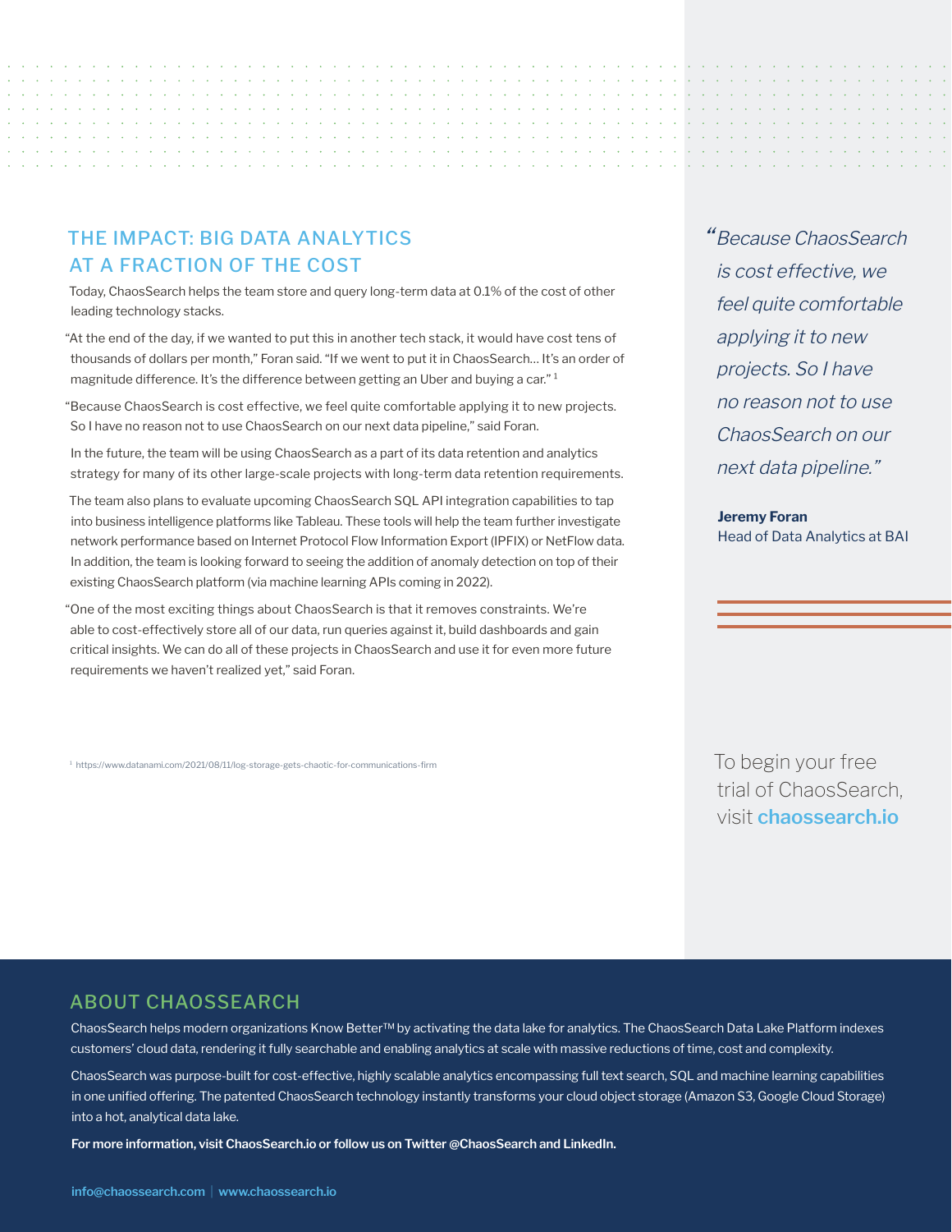## THE IMPACT: BIG DATA ANALYTICS AT A FRACTION OF THE COST

Today, ChaosSearch helps the team store and query long-term data at 0.1% of the cost of other leading technology stacks.

"At the end of the day, if we wanted to put this in another tech stack, it would have cost tens of thousands of dollars per month," Foran said. "If we went to put it in ChaosSearch… It's an order of magnitude difference. It's the difference between getting an Uber and buying a car." [1]

"Because ChaosSearch is cost effective, we feel quite comfortable applying it to new projects. So I have no reason not to use ChaosSearch on our next data pipeline," said Foran.

In the future, the team will be using ChaosSearch as a part of its data retention and analytics strategy for many of its other large-scale projects with long-term data retention requirements.

The team also plans to evaluate upcoming ChaosSearch SQL API integration capabilities to tap into business intelligence platforms like Tableau. These tools will help the team further investigate network performance based on Internet Protocol Flow Information Export (IPFIX) or NetFlow data. In addition, the team is looking forward to seeing the addition of anomaly detection on top of their existing ChaosSearch platform (via machine learning APIs coming in 2022).

"One of the most exciting things about ChaosSearch is that it removes constraints. We're able to cost-effectively store all of our data, run queries against it, build dashboards and gain critical insights. We can do all of these projects in ChaosSearch and use it for even more future requirements we haven't realized yet," said Foran.

[1] https://www.datanami.com/2021/08/11/log-storage-gets-chaotic-for-communications-firm

> *"Because ChaosSearch is cost effective, we feel quite comfortable applying it to new projects. So I have no reason not to use ChaosSearch on our next data pipeline."*
>
> **Jeremy Foran**
> Head of Data Analytics at BAI

To begin your free trial of ChaosSearch, visit **chaossearch.io**

## ABOUT CHAOSSEARCH

ChaosSearch helps modern organizations Know Better™ by activating the data lake for analytics. The ChaosSearch Data Lake Platform indexes customers' cloud data, rendering it fully searchable and enabling analytics at scale with massive reductions of time, cost and complexity.

ChaosSearch was purpose-built for cost-effective, highly scalable analytics encompassing full text search, SQL and machine learning capabilities in one unified offering. The patented ChaosSearch technology instantly transforms your cloud object storage (Amazon S3, Google Cloud Storage) into a hot, analytical data lake.

**For more information, visit ChaosSearch.io or follow us on Twitter @ChaosSearch and LinkedIn.**

info@chaossearch.com | www.chaossearch.io